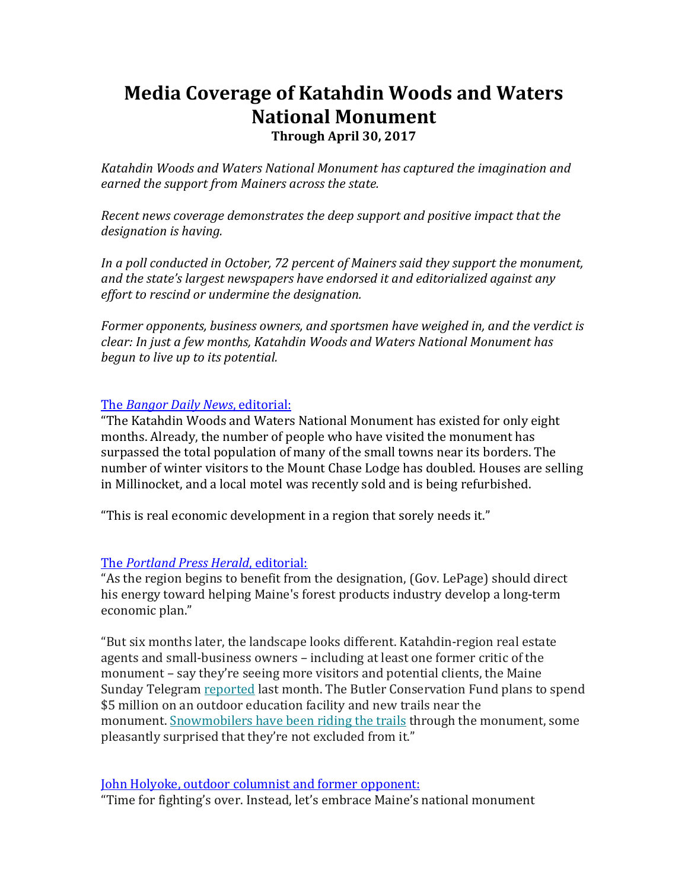# Media Coverage of Katahdin Woods and Waters National Monument

**Through April 30, 2017**

*Katahdin Woods and Waters National Monument has captured the imagination and earned the support from Mainers across the state.*

*Recent news coverage demonstrates the deep support and positive impact that the designation is having.*

*In a poll conducted in October, 72 percent of Mainers said they support the monument, and the state's largest newspapers have endorsed it and editorialized against any effort to rescind or undermine the designation.*

*Former opponents, business owners, and sportsmen have weighed in, and the verdict is clear: In just a few months, Katahdin Woods and Waters National Monument has begun to live up to its potential.*

The *Bangor Daily News*, editorial:

"The Katahdin Woods and Waters National Monument has existed for only eight months. Already, the number of people who have visited the monument has surpassed the total population of many of the small towns near its borders. The number of winter visitors to the Mount Chase Lodge has doubled. Houses are selling in Millinocket, and a local motel was recently sold and is being refurbished.

"This is real economic development in a region that sorely needs it."

The *Portland Press Herald*, editorial:

"As the region begins to benefit from the designation, (Gov. LePage) should direct his energy toward helping Maine's forest products industry develop a long-term economic plan."

"But six months later, the landscape looks different. Katahdin-region real estate agents and small-business owners – including at least one former critic of the monument – say they're seeing more visitors and potential clients, the Maine Sunday Telegram reported last month. The Butler Conservation Fund plans to spend $5 million on an outdoor education facility and new trails near the monument. Snowmobilers have been riding the trails through the monument, some pleasantly surprised that they're not excluded from it."

John Holyoke, outdoor columnist and former opponent:

"Time for fighting's over. Instead, let's embrace Maine's national monument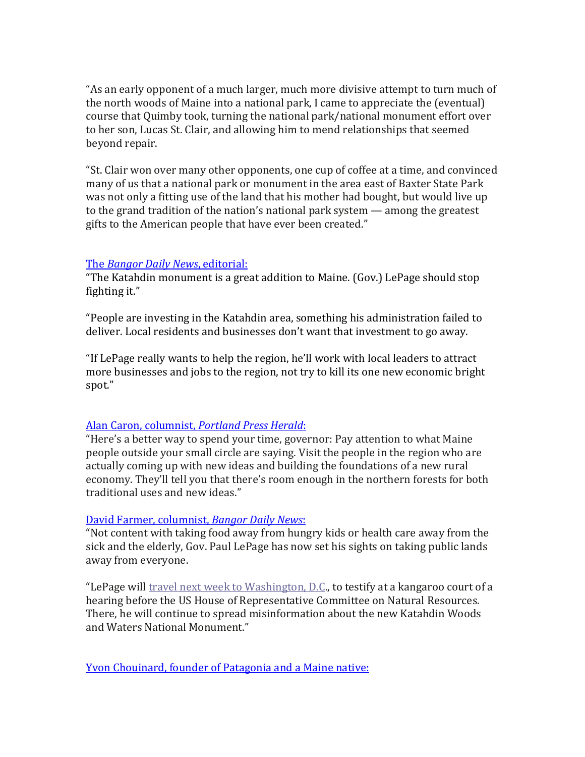"As an early opponent of a much larger, much more divisive attempt to turn much of the north woods of Maine into a national park, I came to appreciate the (eventual) course that Quimby took, turning the national park/national monument effort over to her son, Lucas St. Clair, and allowing him to mend relationships that seemed beyond repair.

"St. Clair won over many other opponents, one cup of coffee at a time, and convinced many of us that a national park or monument in the area east of Baxter State Park was not only a fitting use of the land that his mother had bought, but would live up to the grand tradition of the nation's national park system — among the greatest gifts to the American people that have ever been created."

The *Bangor Daily News*, editorial:
"The Katahdin monument is a great addition to Maine. (Gov.) LePage should stop fighting it."

"People are investing in the Katahdin area, something his administration failed to deliver. Local residents and businesses don't want that investment to go away.

"If LePage really wants to help the region, he'll work with local leaders to attract more businesses and jobs to the region, not try to kill its one new economic bright spot."

Alan Caron, columnist, *Portland Press Herald*:
"Here's a better way to spend your time, governor: Pay attention to what Maine people outside your small circle are saying. Visit the people in the region who are actually coming up with new ideas and building the foundations of a new rural economy. They'll tell you that there's room enough in the northern forests for both traditional uses and new ideas."

David Farmer, columnist, *Bangor Daily News*:
"Not content with taking food away from hungry kids or health care away from the sick and the elderly, Gov. Paul LePage has now set his sights on taking public lands away from everyone.

"LePage will travel next week to Washington, D.C., to testify at a kangaroo court of a hearing before the US House of Representative Committee on Natural Resources. There, he will continue to spread misinformation about the new Katahdin Woods and Waters National Monument."

Yvon Chouinard, founder of Patagonia and a Maine native: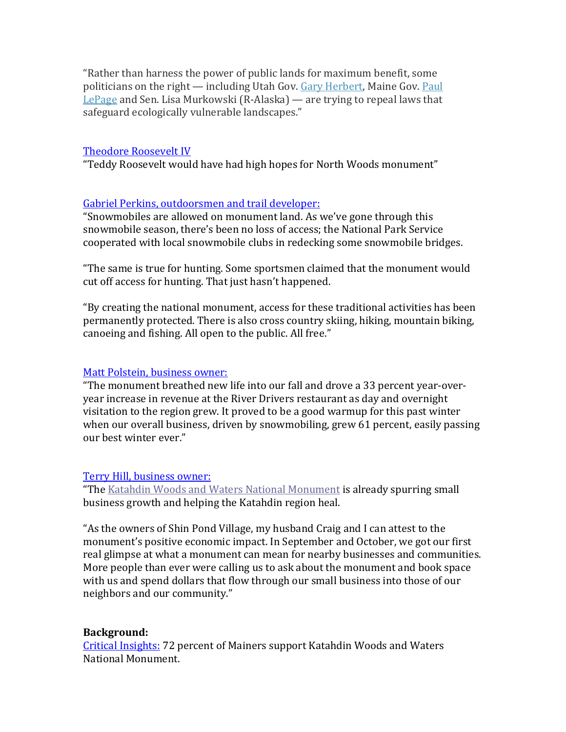"Rather than harness the power of public lands for maximum benefit, some politicians on the right — including Utah Gov. Gary Herbert, Maine Gov. Paul LePage and Sen. Lisa Murkowski (R-Alaska) — are trying to repeal laws that safeguard ecologically vulnerable landscapes."

Theodore Roosevelt IV
"Teddy Roosevelt would have had high hopes for North Woods monument"

Gabriel Perkins, outdoorsmen and trail developer:
"Snowmobiles are allowed on monument land. As we've gone through this snowmobile season, there's been no loss of access; the National Park Service cooperated with local snowmobile clubs in redecking some snowmobile bridges.

"The same is true for hunting. Some sportsmen claimed that the monument would cut off access for hunting. That just hasn't happened.

"By creating the national monument, access for these traditional activities has been permanently protected. There is also cross country skiing, hiking, mountain biking, canoeing and fishing. All open to the public. All free."

Matt Polstein, business owner:
"The monument breathed new life into our fall and drove a 33 percent year-over-year increase in revenue at the River Drivers restaurant as day and overnight visitation to the region grew. It proved to be a good warmup for this past winter when our overall business, driven by snowmobiling, grew 61 percent, easily passing our best winter ever."

Terry Hill, business owner:
"The Katahdin Woods and Waters National Monument is already spurring small business growth and helping the Katahdin region heal.

"As the owners of Shin Pond Village, my husband Craig and I can attest to the monument's positive economic impact. In September and October, we got our first real glimpse at what a monument can mean for nearby businesses and communities. More people than ever were calling us to ask about the monument and book space with us and spend dollars that flow through our small business into those of our neighbors and our community."

**Background:**
Critical Insights: 72 percent of Mainers support Katahdin Woods and Waters National Monument.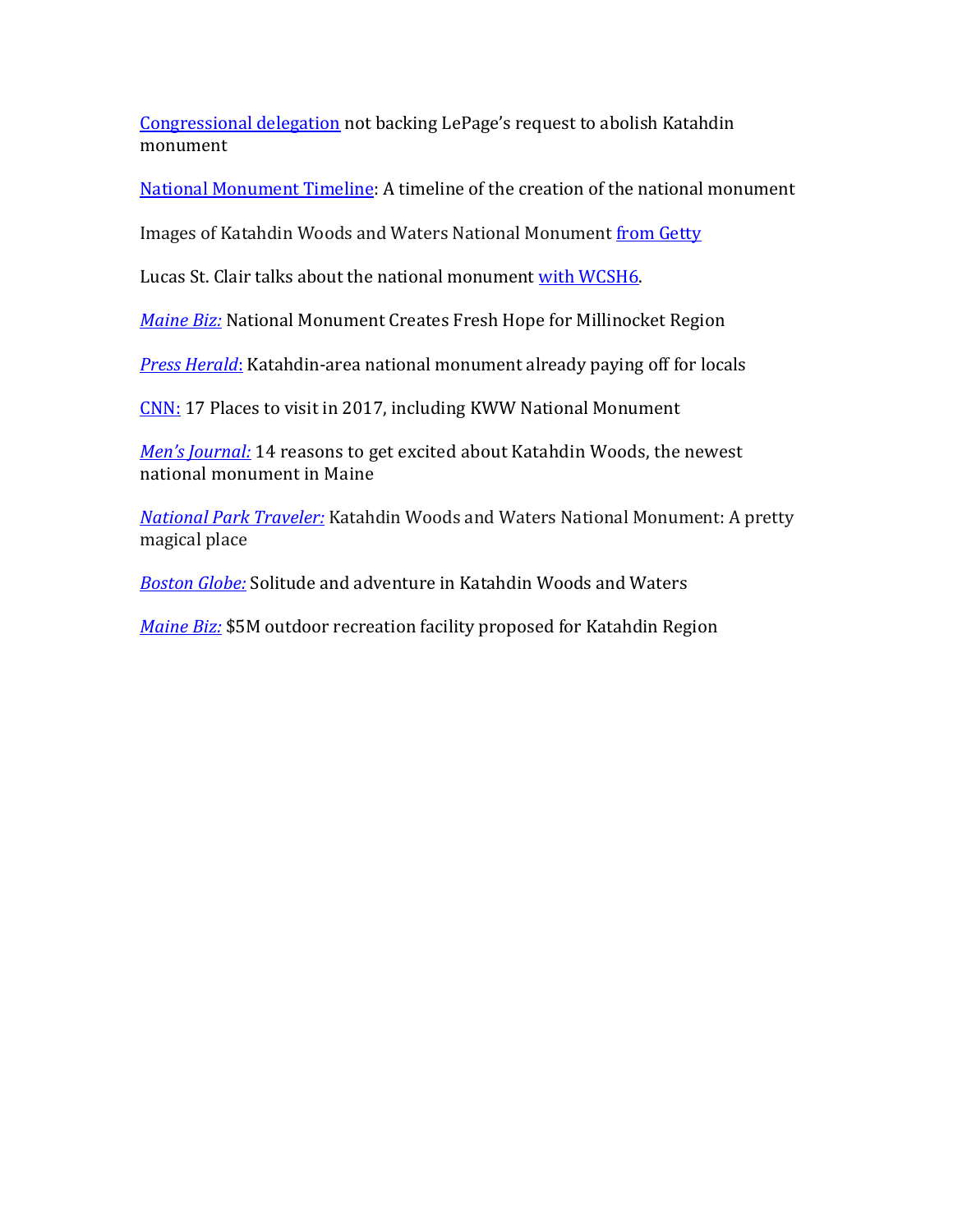Congressional delegation not backing LePage's request to abolish Katahdin monument

National Monument Timeline: A timeline of the creation of the national monument

Images of Katahdin Woods and Waters National Monument from Getty

Lucas St. Clair talks about the national monument with WCSH6.

*Maine Biz:* National Monument Creates Fresh Hope for Millinocket Region

*Press Herald*: Katahdin-area national monument already paying off for locals

CNN: 17 Places to visit in 2017, including KWW National Monument

*Men's Journal:* 14 reasons to get excited about Katahdin Woods, the newest national monument in Maine

*National Park Traveler:* Katahdin Woods and Waters National Monument: A pretty magical place

*Boston Globe:* Solitude and adventure in Katahdin Woods and Waters

*Maine Biz:* $5M outdoor recreation facility proposed for Katahdin Region